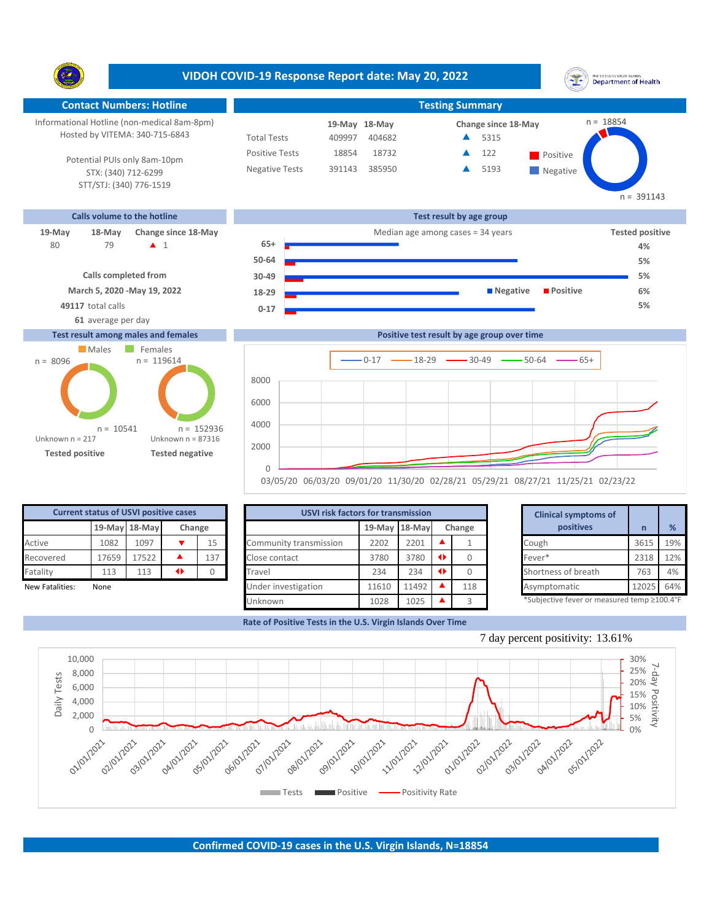# VIDOH COVID-19 Response Report date: May 20, 2022

## Contact Numbers: Hotline

Informational Hotline (non-medical 8am-8pm)
Hosted by VITEMA: 340-715-6843

Potential PUIs only 8am-10pm
STX: (340) 712-6299
STT/STJ: (340) 776-1519

## Testing Summary

| | 19-May | 18-May | Change since 18-May |
|---|---|---|---|
| Total Tests | 409997 | 404682 | ▲ 5315 |
| Positive Tests | 18854 | 18732 | ▲ 122 |
| Negative Tests | 391143 | 385950 | ▲ 5193 |

Positive n = 18854; Negative n = 391143

## Calls volume to the hotline

| 19-May | 18-May | Change since 18-May |
|---|---|---|
| 80 | 79 | ▲ 1 |

Calls completed from
March 5, 2020 -May 19, 2022
**49117** total calls
**61** average per day

## Test result by age group

Median age among cases = 34 years

| Age group | Tested positive |
|---|---|
| 65+ | 4% |
| 50-64 | 5% |
| 30-49 | 5% |
| 18-29 | 6% |
| 0-17 | 5% |

## Test result among males and females

| | Males | Females |
|---|---|---|
| Tested positive | n = 8096 | n = 10541 |
| Tested negative | n = 119614 | n = 152936 |

Tested positive: Unknown n = 217
Tested negative: Unknown n = 87316

## Positive test result by age group over time

Series: 0-17, 18-29, 30-49, 50-64, 65+ (03/05/20 – 02/23/22)

## Current status of USVI positive cases

| | 19-May | 18-May | Change | |
|---|---|---|---|---|
| Active | 1082 | 1097 | ▼ | 15 |
| Recovered | 17659 | 17522 | ▲ | 137 |
| Fatality | 113 | 113 | ◆ | 0 |

New Fatalities: None

## USVI risk factors for transmission

| | 19-May | 18-May | Change | |
|---|---|---|---|---|
| Community transmission | 2202 | 2201 | ▲ | 1 |
| Close contact | 3780 | 3780 | ◆ | 0 |
| Travel | 234 | 234 | ◆ | 0 |
| Under investigation | 11610 | 11492 | ▲ | 118 |
| Unknown | 1028 | 1025 | ▲ | 3 |

## Clinical symptoms of positives

| | n | % |
|---|---|---|
| Cough | 3615 | 19% |
| Fever* | 2318 | 12% |
| Shortness of breath | 763 | 4% |
| Asymptomatic | 12025 | 64% |

*Subjective fever or measured temp ≥100.4°F

## Rate of Positive Tests in the U.S. Virgin Islands Over Time

7 day percent positivity: 13.61%

Legend: Tests, Positive, Positivity Rate

## Confirmed COVID-19 cases in the U.S. Virgin Islands, N=18854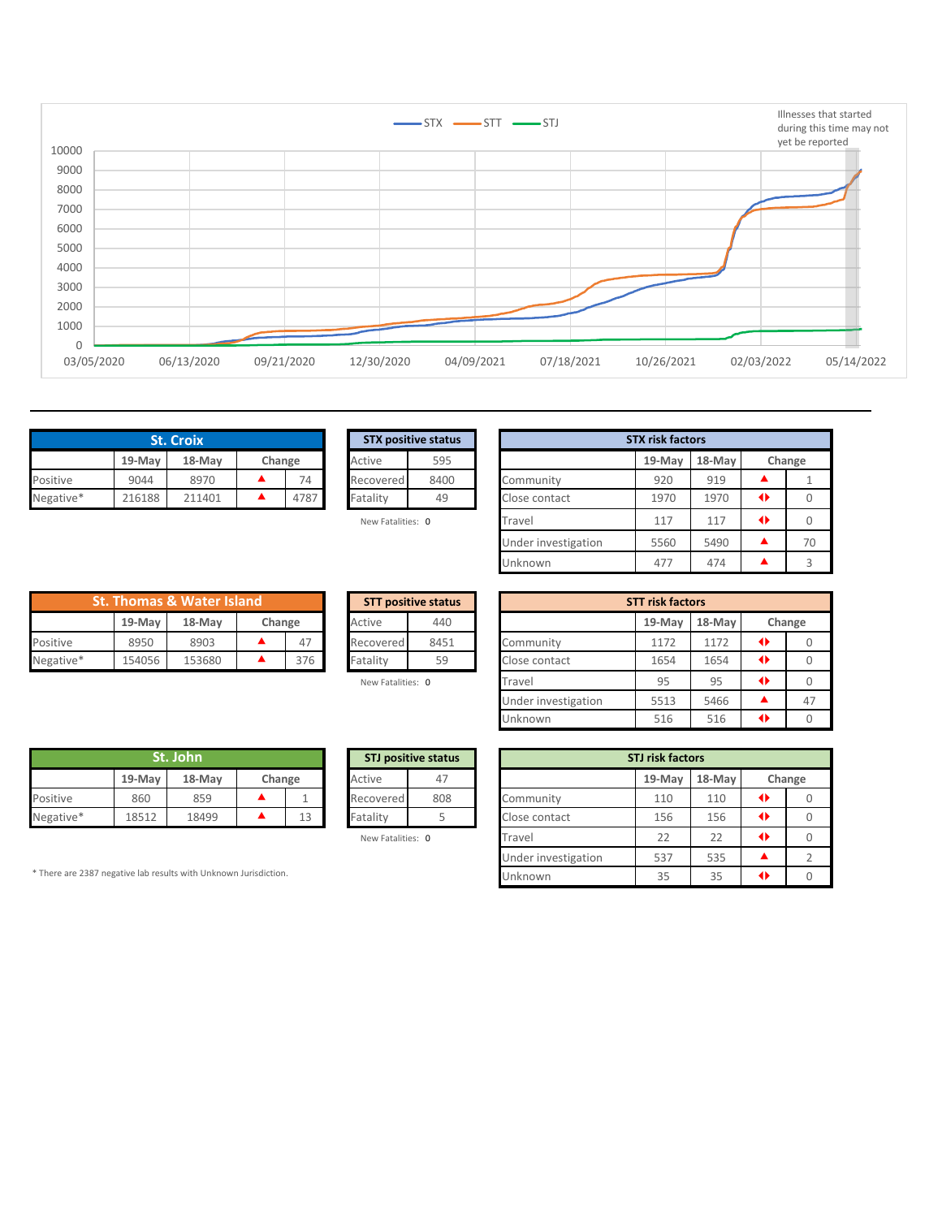STX STT STJ

Illnesses that started during this time may not yet be reported

10000
9000
8000
7000
6000
5000
4000
3000
2000
1000
0

03/05/2020 06/13/2020 09/21/2020 12/30/2020 04/09/2021 07/18/2021 10/26/2021 02/03/2022 05/14/2022

| St. Croix | 19-May | 18-May | Change | |
|---|---|---|---|---|
| Positive | 9044 | 8970 | ▲ | 74 |
| Negative* | 216188 | 211401 | ▲ | 4787 |

| STX positive status | |
|---|---|
| Active | 595 |
| Recovered | 8400 |
| Fatality | 49 |

New Fatalities: 0

| STX risk factors | 19-May | 18-May | Change | |
|---|---|---|---|---|
| Community | 920 | 919 | ▲ | 1 |
| Close contact | 1970 | 1970 | ◆ | 0 |
| Travel | 117 | 117 | ◆ | 0 |
| Under investigation | 5560 | 5490 | ▲ | 70 |
| Unknown | 477 | 474 | ▲ | 3 |

| St. Thomas & Water Island | 19-May | 18-May | Change | |
|---|---|---|---|---|
| Positive | 8950 | 8903 | ▲ | 47 |
| Negative* | 154056 | 153680 | ▲ | 376 |

| STT positive status | |
|---|---|
| Active | 440 |
| Recovered | 8451 |
| Fatality | 59 |

New Fatalities: 0

| STT risk factors | 19-May | 18-May | Change | |
|---|---|---|---|---|
| Community | 1172 | 1172 | ◆ | 0 |
| Close contact | 1654 | 1654 | ◆ | 0 |
| Travel | 95 | 95 | ◆ | 0 |
| Under investigation | 5513 | 5466 | ▲ | 47 |
| Unknown | 516 | 516 | ◆ | 0 |

| St. John | 19-May | 18-May | Change | |
|---|---|---|---|---|
| Positive | 860 | 859 | ▲ | 1 |
| Negative* | 18512 | 18499 | ▲ | 13 |

| STJ positive status | |
|---|---|
| Active | 47 |
| Recovered | 808 |
| Fatality | 5 |

New Fatalities: 0

| STJ risk factors | 19-May | 18-May | Change | |
|---|---|---|---|---|
| Community | 110 | 110 | ◆ | 0 |
| Close contact | 156 | 156 | ◆ | 0 |
| Travel | 22 | 22 | ◆ | 0 |
| Under investigation | 537 | 535 | ▲ | 2 |
| Unknown | 35 | 35 | ◆ | 0 |

* There are 2387 negative lab results with Unknown Jurisdiction.